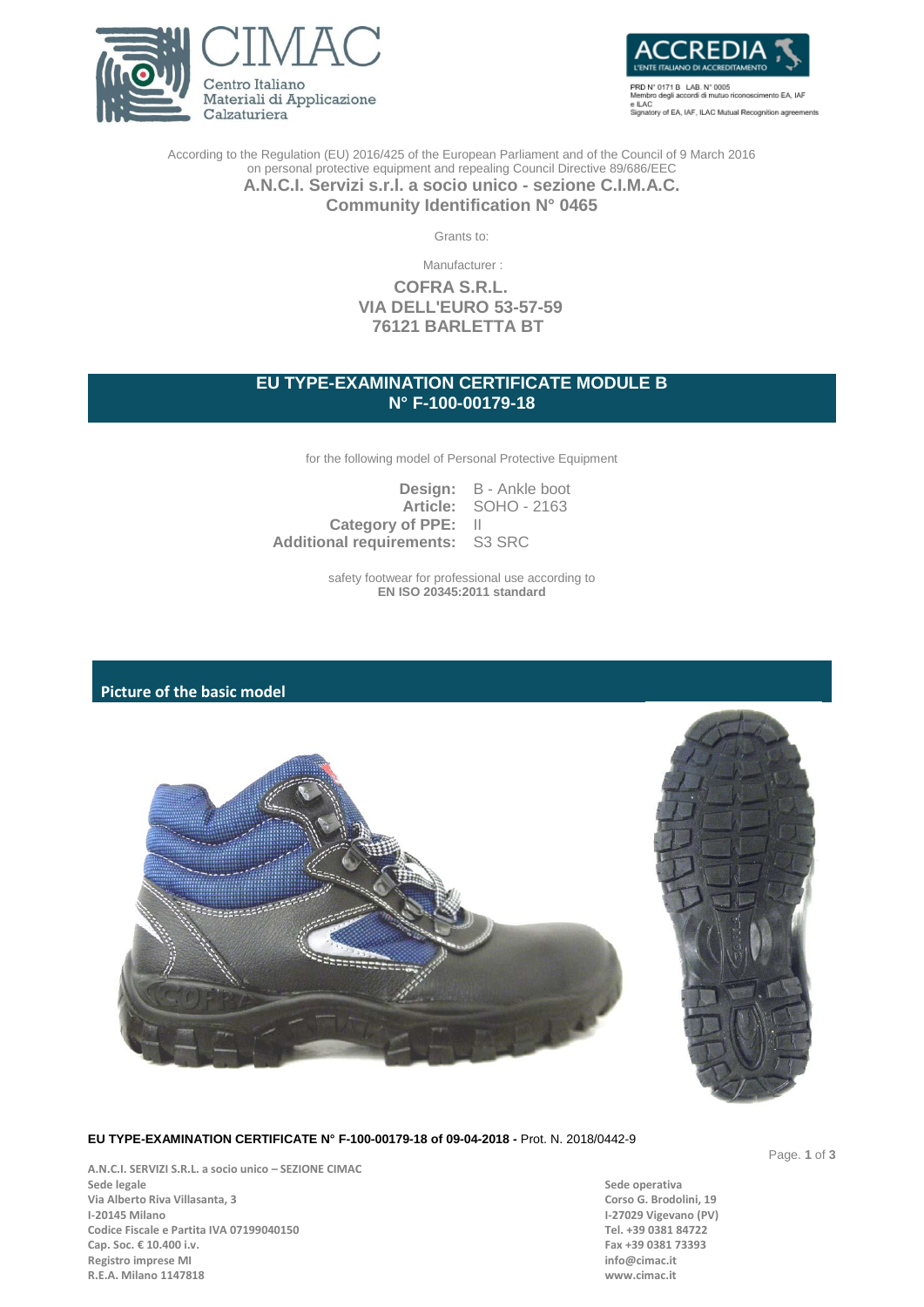CIMAC
Centro Italiano
Materiali di Applicazione
Calzaturiera

ACCREDIA
L'ENTE ITALIANO DI ACCREDITAMENTO
PRD N° 0171 B LAB. N° 0005
Membro degli accordi di mutuo riconoscimento EA, IAF e ILAC
Signatory of EA, IAF, ILAC Mutual Recognition agreements

According to the Regulation (EU) 2016/425 of the European Parliament and of the Council of 9 March 2016 on personal protective equipment and repealing Council Directive 89/686/EEC

**A.N.C.I. Servizi s.r.l. a socio unico - sezione C.I.M.A.C.**
**Community Identification N° 0465**

Grants to:

Manufacturer :

**COFRA S.R.L.**
**VIA DELL'EURO 53-57-59**
**76121 BARLETTA BT**

## EU TYPE-EXAMINATION CERTIFICATE MODULE B
## N° F-100-00179-18

for the following model of Personal Protective Equipment

**Design:** B - Ankle boot
**Article:** SOHO - 2163
**Category of PPE:** II
**Additional requirements:** S3 SRC

safety footwear for professional use according to
**EN ISO 20345:2011 standard**

### Picture of the basic model

**EU TYPE-EXAMINATION CERTIFICATE N° F-100-00179-18 of 09-04-2018 -** Prot. N. 2018/0442-9

**A.N.C.I. SERVIZI S.R.L. a socio unico – SEZIONE CIMAC**
**Sede legale**
**Via Alberto Riva Villasanta, 3**
**I-20145 Milano**
**Codice Fiscale e Partita IVA 07199040150**
**Cap. Soc. € 10.400 i.v.**
**Registro imprese MI**
**R.E.A. Milano 1147818**

**Sede operativa**
**Corso G. Brodolini, 19**
**I-27029 Vigevano (PV)**
**Tel. +39 0381 84722**
**Fax +39 0381 73393**
**info@cimac.it**
**www.cimac.it**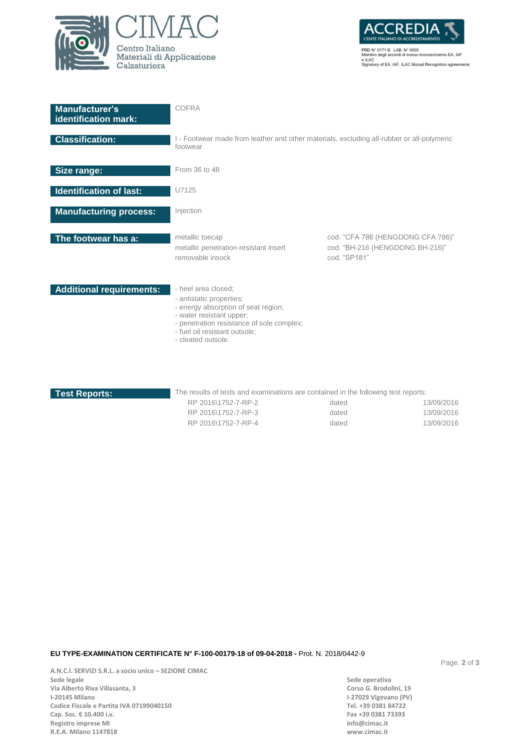| | |
|---|---|
| **Manufacturer's identification mark:** | COFRA |
| **Classification:** | I - Footwear made from leather and other materials, excluding all-rubber or all-polymeric footwear |
| **Size range:** | From 36 to 48 |
| **Identification of last:** | U7125 |
| **Manufacturing process:** | Injection |

**The footwear has a:**

| | |
|---|---|
| metallic toecap | cod. "CFA 786 (HENGDONG CFA 786)" |
| metallic penetration-resistant insert | cod. "BH-216 (HENGDONG BH-216)" |
| removable insock | cod. "SP181" |

**Additional requirements:**

- heel area closed;
- antistatic properties;
- energy absorption of seat region;
- water resistant upper;
- penetration resistance of sole complex;
- fuel oil resistant outsole;
- cleated outsole.

**Test Reports:**

The results of tests and examinations are contained in the following test reports:

| | | |
|---|---|---|
| RP 2016\1752-7-RP-2 | dated | 13/09/2016 |
| RP 2016\1752-7-RP-3 | dated | 13/09/2016 |
| RP 2016\1752-7-RP-4 | dated | 13/09/2016 |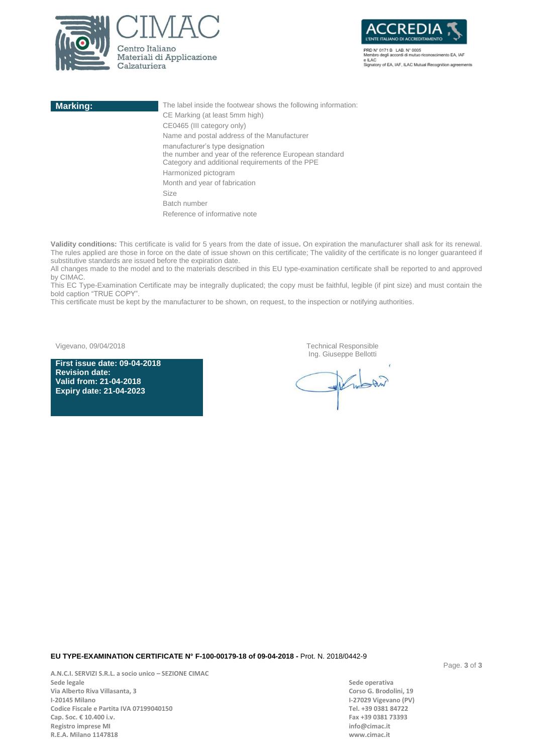**Marking:**

The label inside the footwear shows the following information:

CE Marking (at least 5mm high)

CE0465 (III category only)

Name and postal address of the Manufacturer

manufacturer's type designation
the number and year of the reference European standard
Category and additional requirements of the PPE

Harmonized pictogram

Month and year of fabrication

Size

Batch number

Reference of informative note

**Validity conditions:** This certificate is valid for 5 years from the date of issue. On expiration the manufacturer shall ask for its renewal. The rules applied are those in force on the date of issue shown on this certificate; The validity of the certificate is no longer guaranteed if substitutive standards are issued before the expiration date.
All changes made to the model and to the materials described in this EU type-examination certificate shall be reported to and approved by CIMAC.
This EC Type-Examination Certificate may be integrally duplicated; the copy must be faithful, legible (if pint size) and must contain the bold caption "TRUE COPY".
This certificate must be kept by the manufacturer to be shown, on request, to the inspection or notifying authorities.

Vigevano, 09/04/2018

**First issue date: 09-04-2018**
**Revision date:**
**Valid from: 21-04-2018**
**Expiry date: 21-04-2023**

Technical Responsible
Ing. Giuseppe Bellotti

**EU TYPE-EXAMINATION CERTIFICATE N° F-100-00179-18 of 09-04-2018 -** Prot. N. 2018/0442-9

**A.N.C.I. SERVIZI S.R.L. a socio unico – SEZIONE CIMAC**
**Sede legale**
**Via Alberto Riva Villasanta, 3**
**I-20145 Milano**
**Codice Fiscale e Partita IVA 07199040150**
**Cap. Soc. € 10.400 i.v.**
**Registro imprese MI**
**R.E.A. Milano 1147818**

**Sede operativa**
**Corso G. Brodolini, 19**
**I-27029 Vigevano (PV)**
**Tel. +39 0381 84722**
**Fax +39 0381 73393**
**info@cimac.it**
**www.cimac.it**